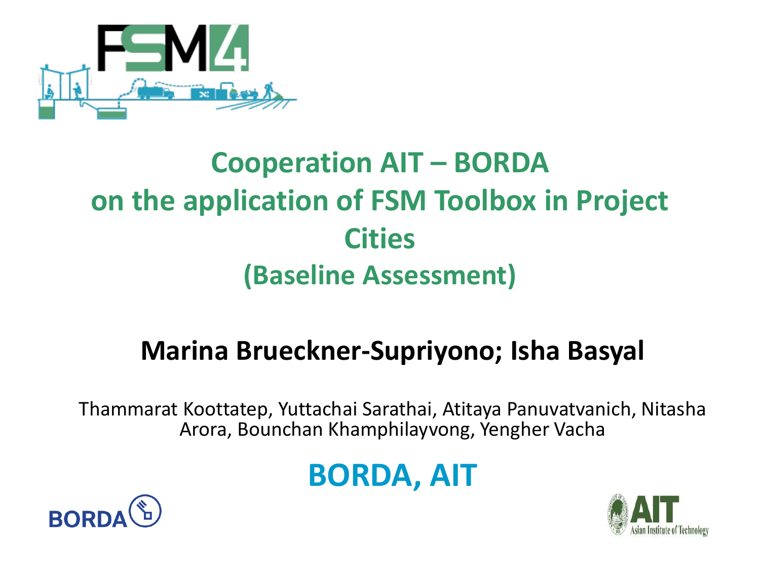# Cooperation AIT – BORDA on the application of FSM Toolbox in Project Cities (Baseline Assessment)

**Marina Brueckner-Supriyono; Isha Basyal**

Thammarat Koottatep, Yuttachai Sarathai, Atitaya Panuvatvanich, Nitasha Arora, Bounchan Khamphilayvong, Yengher Vacha

**BORDA, AIT**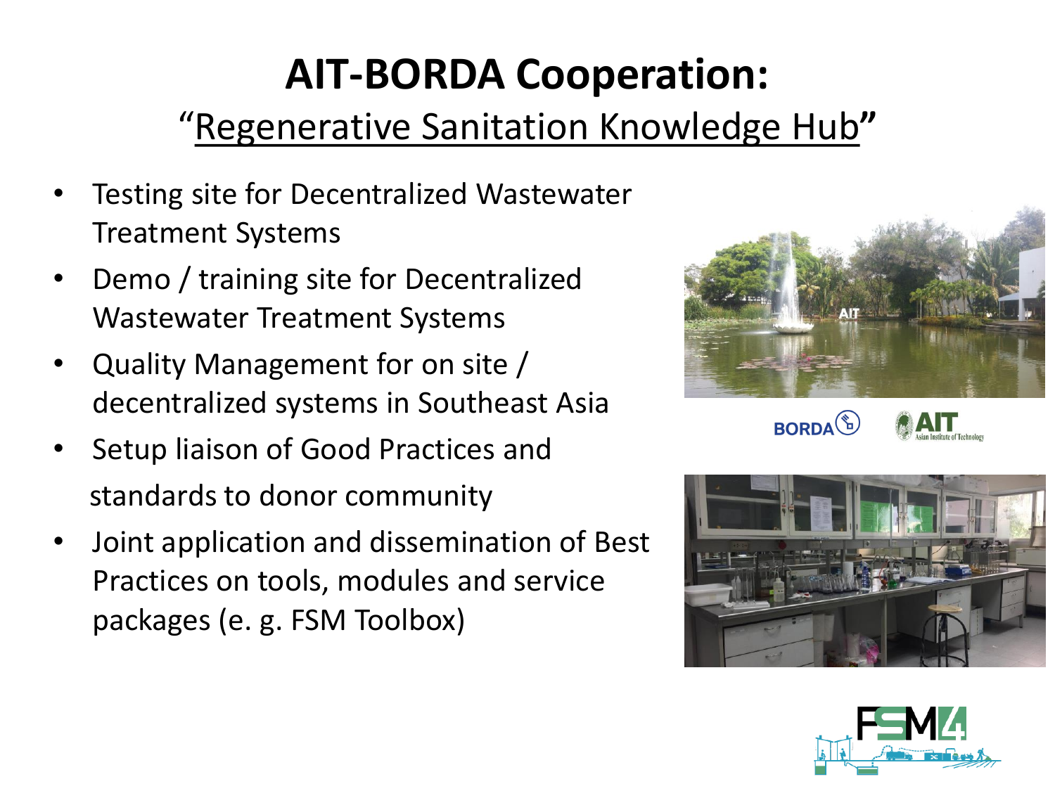# AIT-BORDA Cooperation:

## "Regenerative Sanitation Knowledge Hub"

- Testing site for Decentralized Wastewater Treatment Systems
- Demo / training site for Decentralized Wastewater Treatment Systems
- Quality Management for on site / decentralized systems in Southeast Asia
- Setup liaison of Good Practices and standards to donor community
- Joint application and dissemination of Best Practices on tools, modules and service packages (e. g. FSM Toolbox)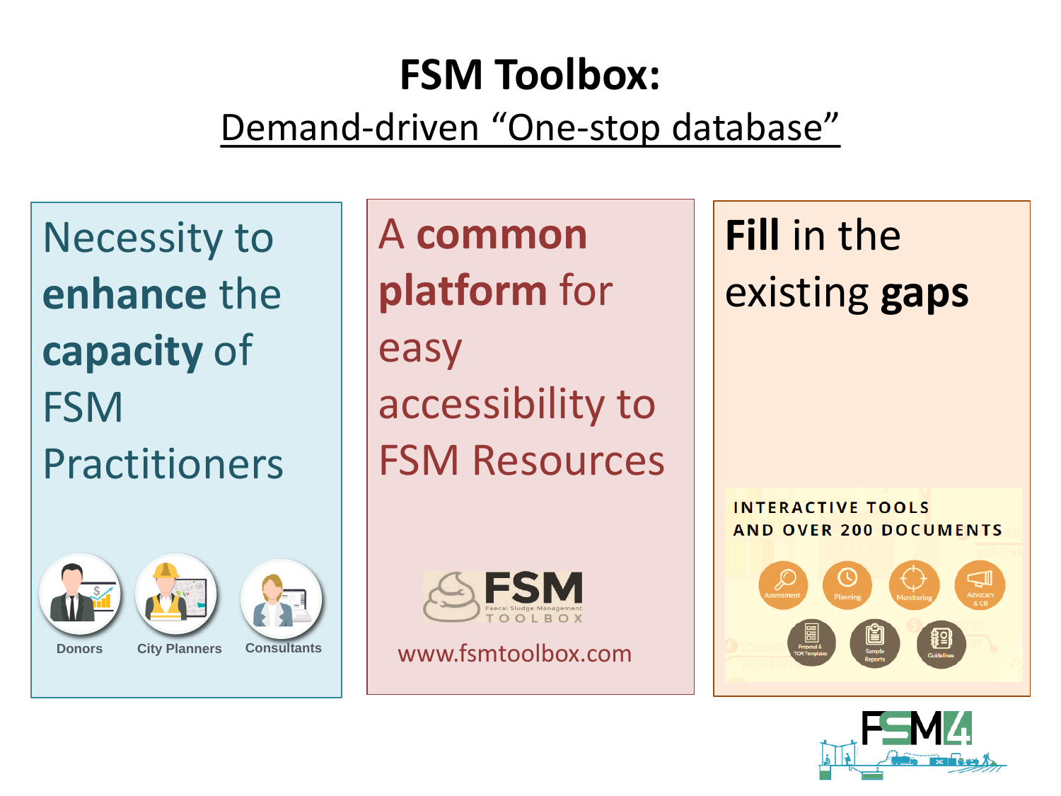# FSM Toolbox:

## Demand-driven "One-stop database"

Necessity to **enhance** the **capacity** of FSM Practitioners

Donors

City Planners

Consultants

A **common platform** for easy accessibility to FSM Resources

FSM Faecal Sludge Management TOOLBOX

www.fsmtoolbox.com

**Fill** in the existing **gaps**

INTERACTIVE TOOLS AND OVER 200 DOCUMENTS

Assessment

Planning

Monitoring

Advocacy & CB

Proposal & TOR Templates

Sample Reports

Guidelines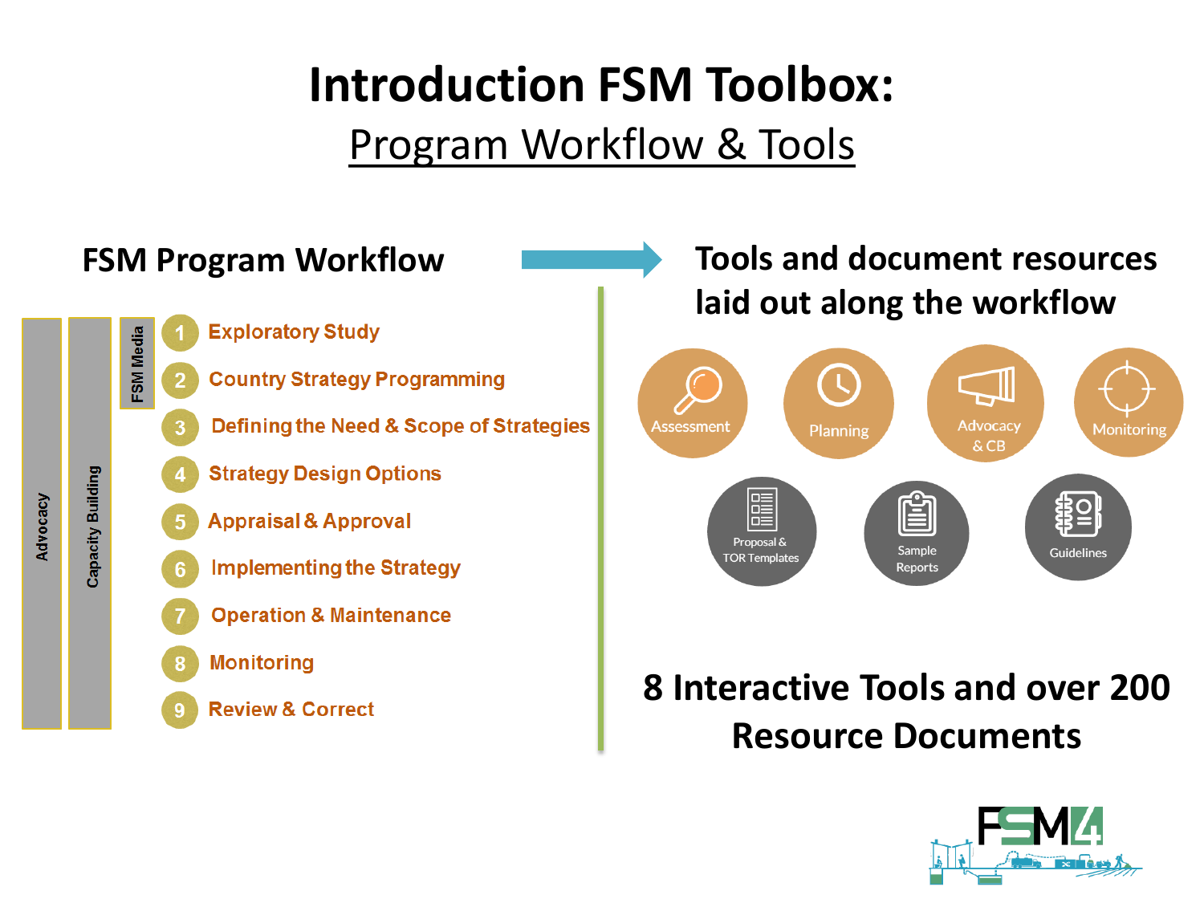# Introduction FSM Toolbox:

## Program Workflow & Tools

### FSM Program Workflow

Advocacy | Capacity Building | FSM Media

1. Exploratory Study
2. Country Strategy Programming
3. Defining the Need & Scope of Strategies
4. Strategy Design Options
5. Appraisal & Approval
6. Implementing the Strategy
7. Operation & Maintenance
8. Monitoring
9. Review & Correct

### Tools and document resources laid out along the workflow

- Assessment
- Planning
- Advocacy & CB
- Monitoring
- Proposal & TOR Templates
- Sample Reports
- Guidelines

### 8 Interactive Tools and over 200 Resource Documents

FSM4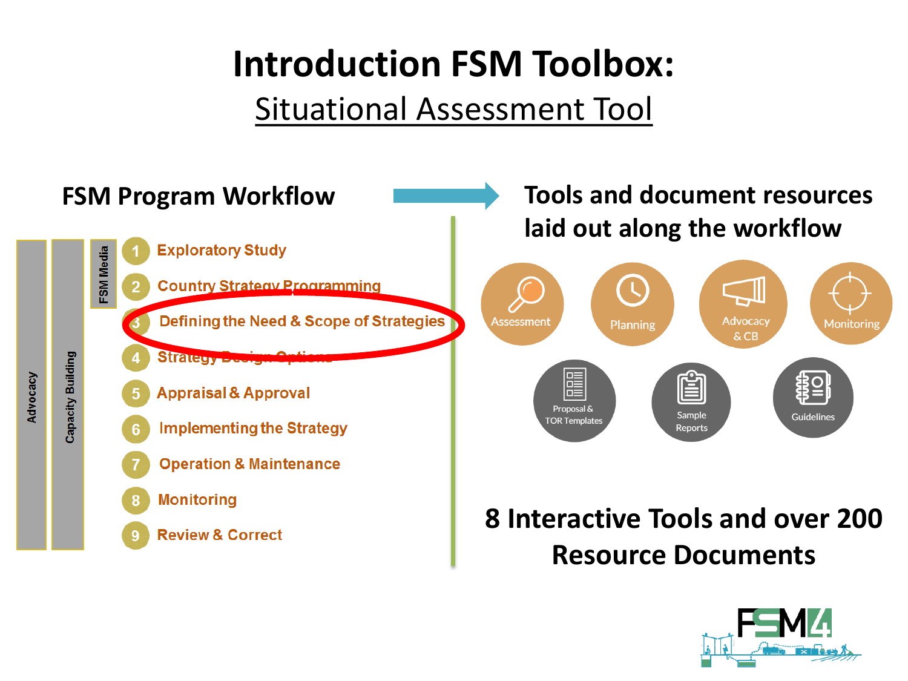# Introduction FSM Toolbox:

## Situational Assessment Tool

### FSM Program Workflow

Advocacy | Capacity Building | FSM Media

1. Exploratory Study
2. Country Strategy Programming
3. Defining the Need & Scope of Strategies
4. Strategy Design Options
5. Appraisal & Approval
6. Implementing the Strategy
7. Operation & Maintenance
8. Monitoring
9. Review & Correct

### Tools and document resources laid out along the workflow

- Assessment
- Planning
- Advocacy & CB
- Monitoring
- Proposal & TOR Templates
- Sample Reports
- Guidelines

### 8 Interactive Tools and over 200 Resource Documents

FSM4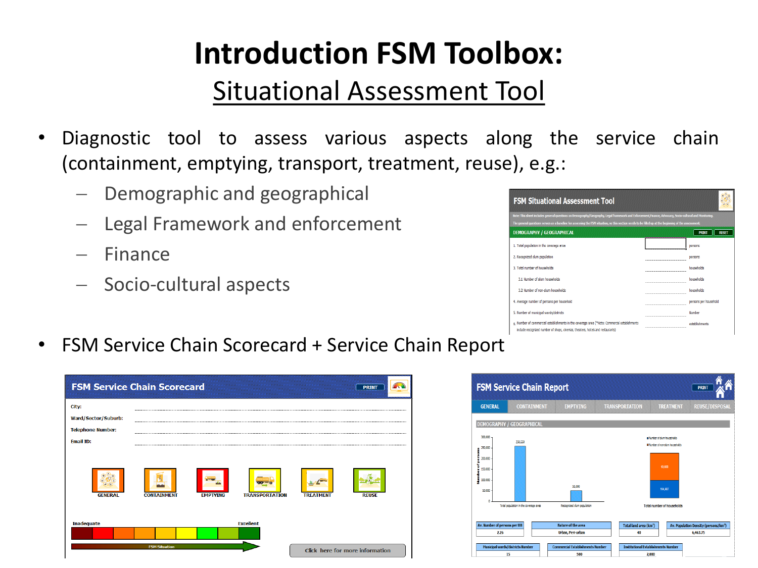# Introduction FSM Toolbox:

## Situational Assessment Tool

- Diagnostic tool to assess various aspects along the service chain (containment, emptying, transport, treatment, reuse), e.g.:
  - Demographic and geographical
  - Legal Framework and enforcement
  - Finance
  - Socio-cultural aspects
- FSM Service Chain Scorecard + Service Chain Report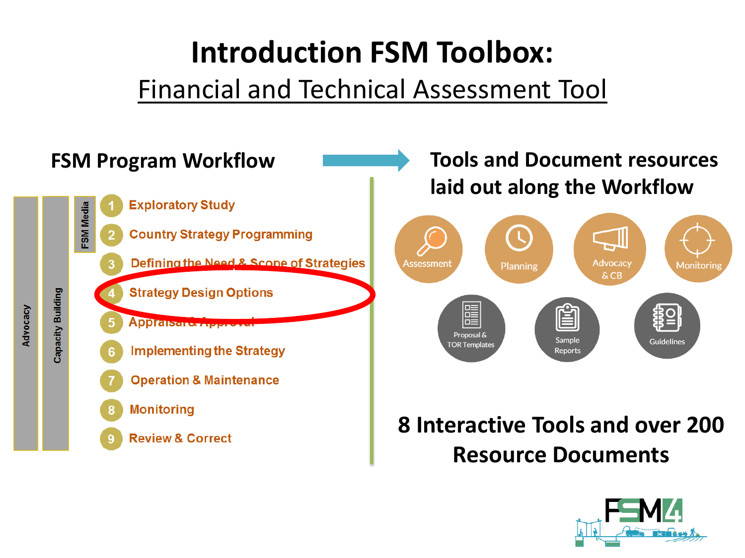# Introduction FSM Toolbox:

## Financial and Technical Assessment Tool

### FSM Program Workflow

Advocacy | Capacity Building | FSM Media

1. Exploratory Study
2. Country Strategy Programming
3. Defining the Need & Scope of Strategies
4. Strategy Design Options
5. Appraisal & Approval
6. Implementing the Strategy
7. Operation & Maintenance
8. Monitoring
9. Review & Correct

### Tools and Document resources laid out along the Workflow

- Assessment
- Planning
- Advocacy & CB
- Monitoring
- Proposal & TOR Templates
- Sample Reports
- Guidelines

**8 Interactive Tools and over 200 Resource Documents**

FSM4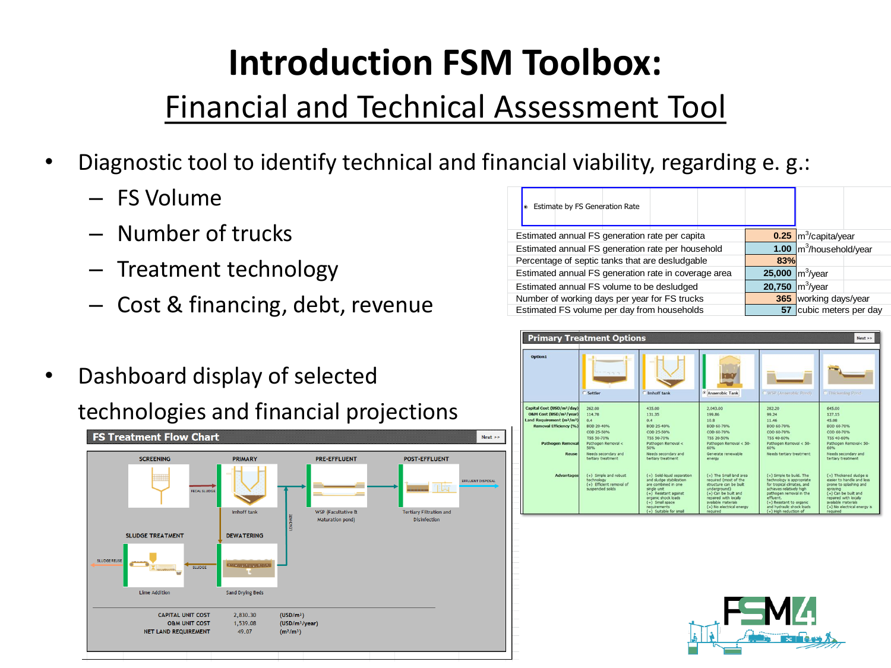# Introduction FSM Toolbox:

## Financial and Technical Assessment Tool

- Diagnostic tool to identify technical and financial viability, regarding e. g.:
  - FS Volume
  - Number of trucks
  - Treatment technology
  - Cost & financing, debt, revenue

- Dashboard display of selected technologies and financial projections

Estimate by FS Generation Rate

| | | |
|---|---|---|
| Estimated annual FS generation rate per capita | 0.25 | $m^3$/capita/year |
| Estimated annual FS generation rate per household | 1.00 | $m^3$/household/year |
| Percentage of septic tanks that are desludgable | 83% | |
| Estimated annual FS generation rate in coverage area | 25,000 | $m^3$/year |
| Estimated annual FS volume to be desludged | 20,750 | $m^3$/year |
| Number of working days per year for FS trucks | 365 | working days/year |
| Estimated FS volume per day from households | 57 | cubic meters per day |

**FS Treatment Flow Chart**

SCREENING — PRIMARY (Imhoff tank) — PRE-EFFLUENT (WSP (Facultative & Maturation pond)) — POST-EFFLUENT (Tertiary Filtration and Disinfection) — EFFLUENT DISPOSAL

SLUDGE TREATMENT (Lime Addition) — DEWATERING (Sand Drying Beds)

| | | |
|---|---|---|
| CAPITAL UNIT COST | 2,830.30 | (USD/m³) |
| O&M UNIT COST | 1,539.08 | (USD/m³/year) |
| NET LAND REQUIREMENT | 49.07 | (m²/m³) |

**Primary Treatment Options**

| | Settler | Imhoff tank | Anaerobic Tank | WSP (Anaerobic Pond) | Thickening Pond |
|---|---|---|---|---|---|
| Capital Cost (USD/m³/day) | 262.00 | 435.00 | 2,043.00 | 282.20 | 645.00 |
| O&M Cost (USD/m³/year) | 114.78 | 131.35 | 199.86 | 89.24 | 127.15 |
| Land Requirement (m²/m³) | 0.4 | 0.4 | 10.8 | 11.46 | 45.08 |
| Removal Efficiency (%) | BOD 20-40%, COD 25-50%, TSS 50-70% | BOD 25-40%, COD 25-50%, TSS 50-70% | BOD 60-70%, COD 60-70%, TSS 20-50% | BOD 60-70%, COD 60-70%, TSS 40-60% | BOD 60-70%, COD 60-70%, TSS 40-60% |
| Pathogen Removal | Pathogen Removal < 50% | Pathogen Removal < 50% | Pathogen Removal < 50-60% | Pathogen Removal < 50-60% | Pathogen Removal < 50-60% |
| Reuse | Needs secondary and tertiary treatment | Needs secondary and tertiary treatment | Generate renewable energy | Needs tertiary treatment | Needs secondary and tertiary treatment |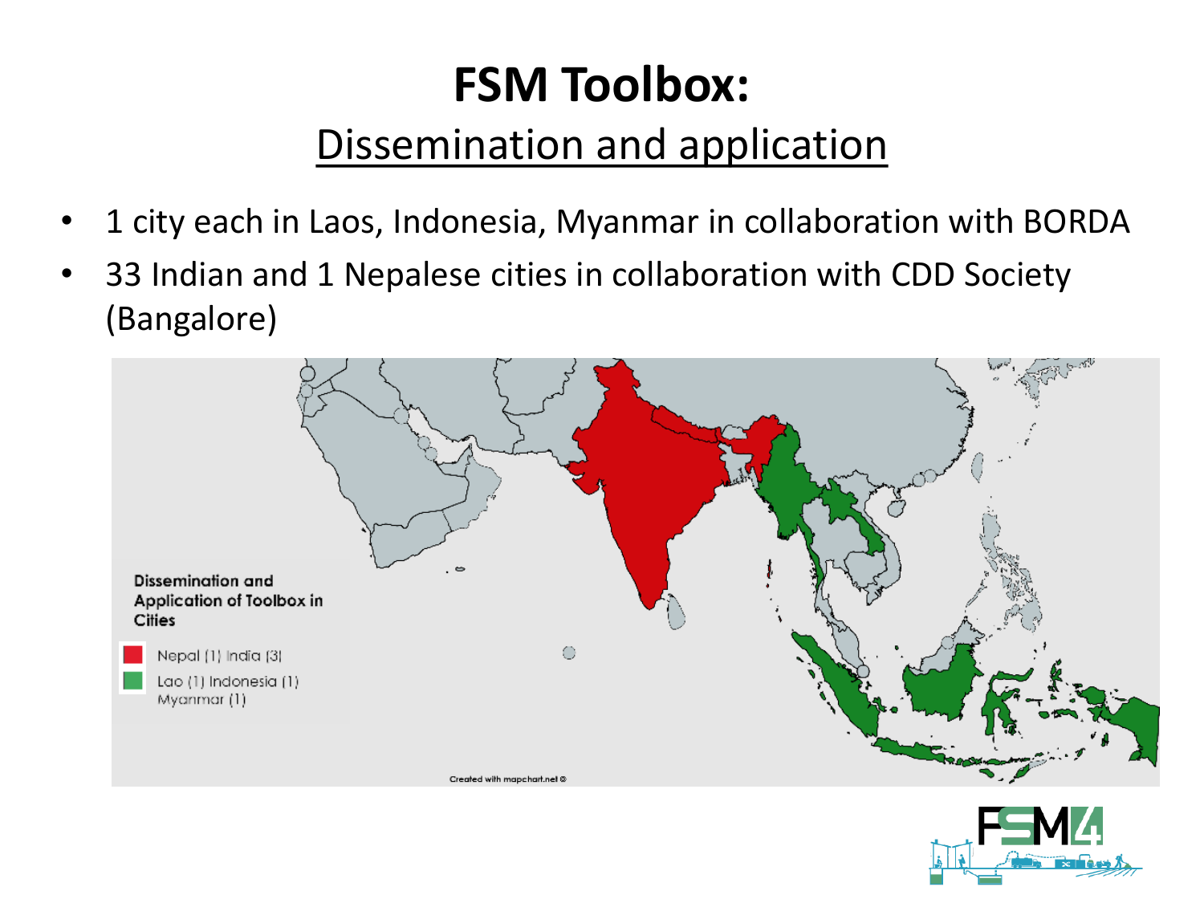# FSM Toolbox:

## Dissemination and application

- 1 city each in Laos, Indonesia, Myanmar in collaboration with BORDA
- 33 Indian and 1 Nepalese cities in collaboration with CDD Society (Bangalore)

Dissemination and Application of Toolbox in Cities

Nepal (1) India (3)

Lao (1) Indonesia (1) Myanmar (1)

Created with mapchart.net ©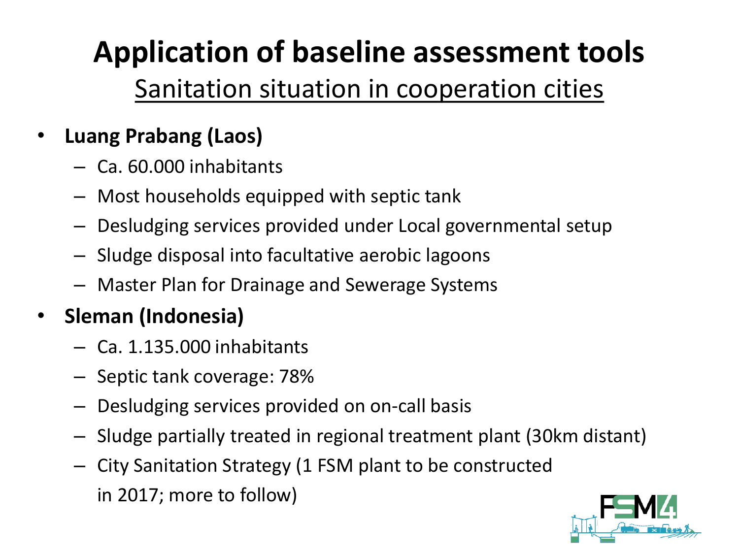# Application of baseline assessment tools

## Sanitation situation in cooperation cities

- **Luang Prabang (Laos)**
  - Ca. 60.000 inhabitants
  - Most households equipped with septic tank
  - Desludging services provided under Local governmental setup
  - Sludge disposal into facultative aerobic lagoons
  - Master Plan for Drainage and Sewerage Systems
- **Sleman (Indonesia)**
  - Ca. 1.135.000 inhabitants
  - Septic tank coverage: 78%
  - Desludging services provided on on-call basis
  - Sludge partially treated in regional treatment plant (30km distant)
  - City Sanitation Strategy (1 FSM plant to be constructed in 2017; more to follow)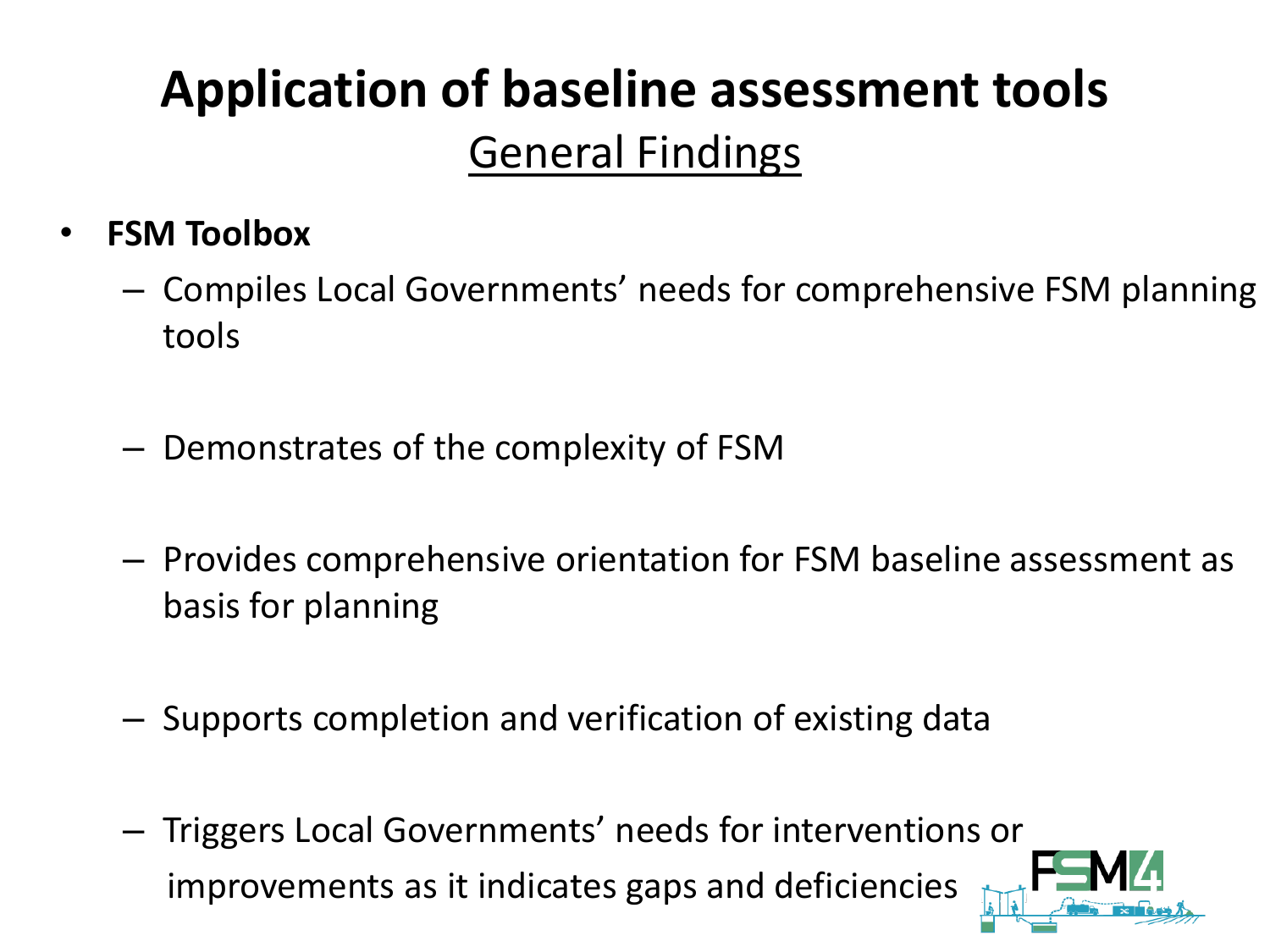# Application of baseline assessment tools

## General Findings

- **FSM Toolbox**
  - Compiles Local Governments' needs for comprehensive FSM planning tools
  - Demonstrates of the complexity of FSM
  - Provides comprehensive orientation for FSM baseline assessment as basis for planning
  - Supports completion and verification of existing data
  - Triggers Local Governments' needs for interventions or improvements as it indicates gaps and deficiencies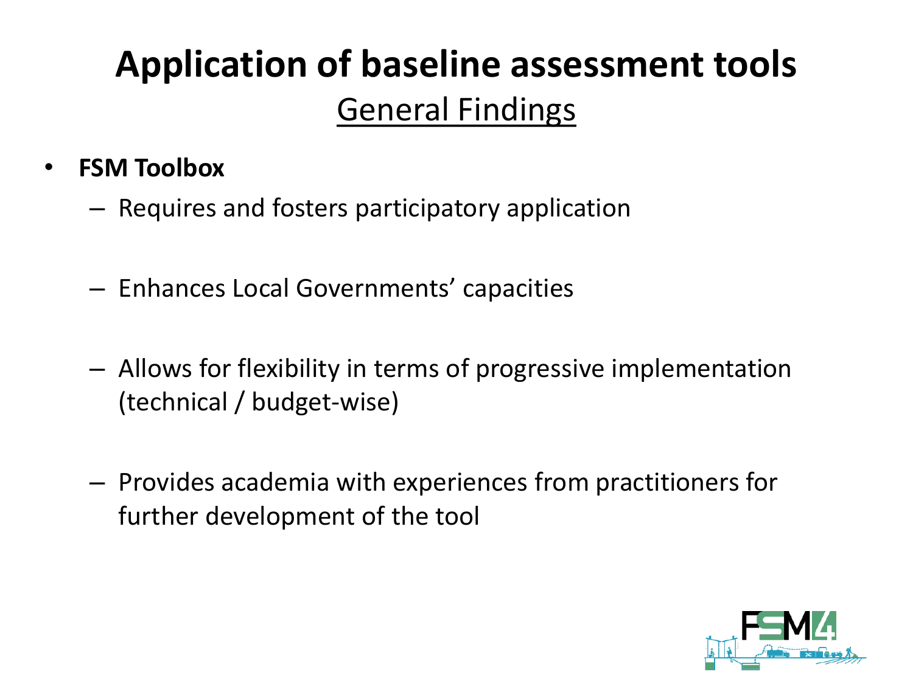# Application of baseline assessment tools

## General Findings

- **FSM Toolbox**
  - Requires and fosters participatory application
  - Enhances Local Governments' capacities
  - Allows for flexibility in terms of progressive implementation (technical / budget-wise)
  - Provides academia with experiences from practitioners for further development of the tool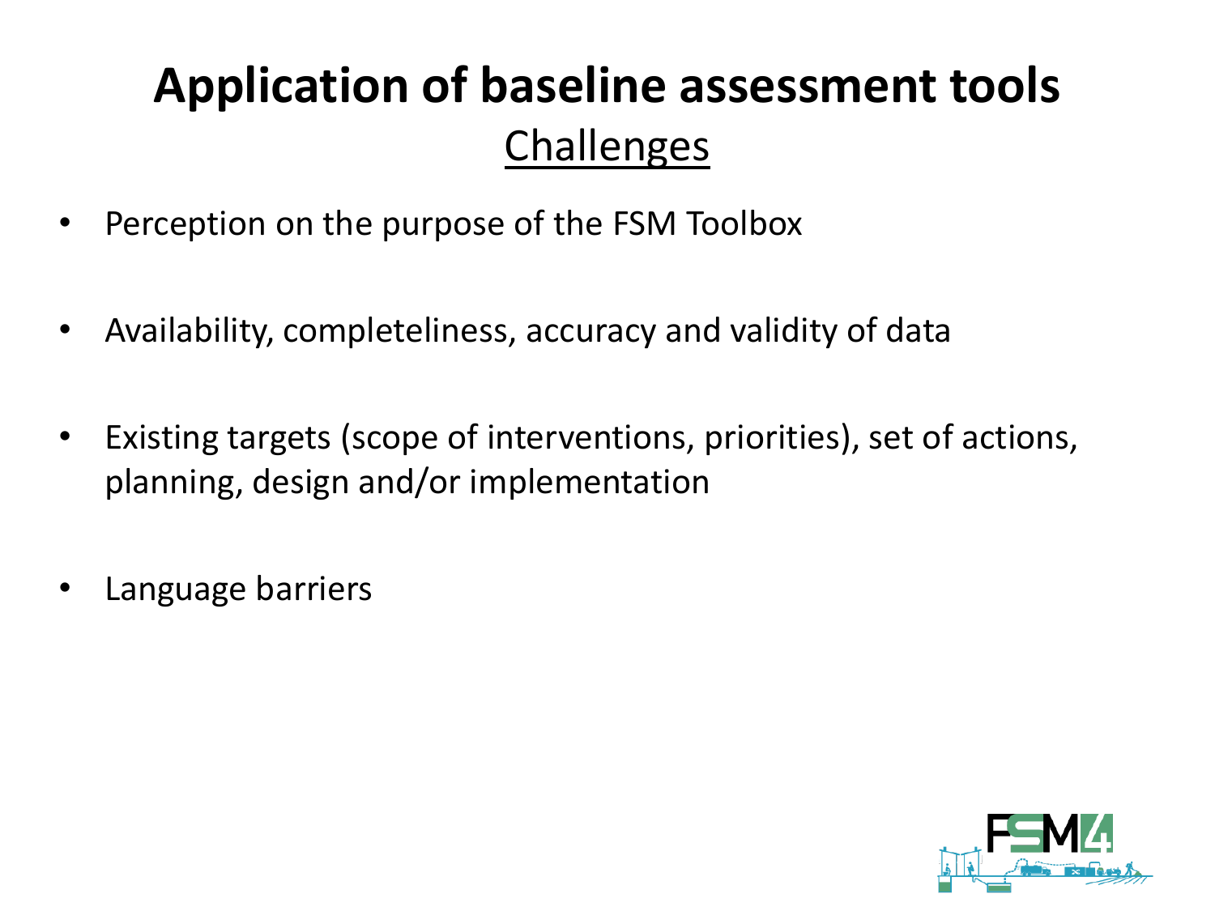# Application of baseline assessment tools

## Challenges

- Perception on the purpose of the FSM Toolbox
- Availability, completeliness, accuracy and validity of data
- Existing targets (scope of interventions, priorities), set of actions, planning, design and/or implementation
- Language barriers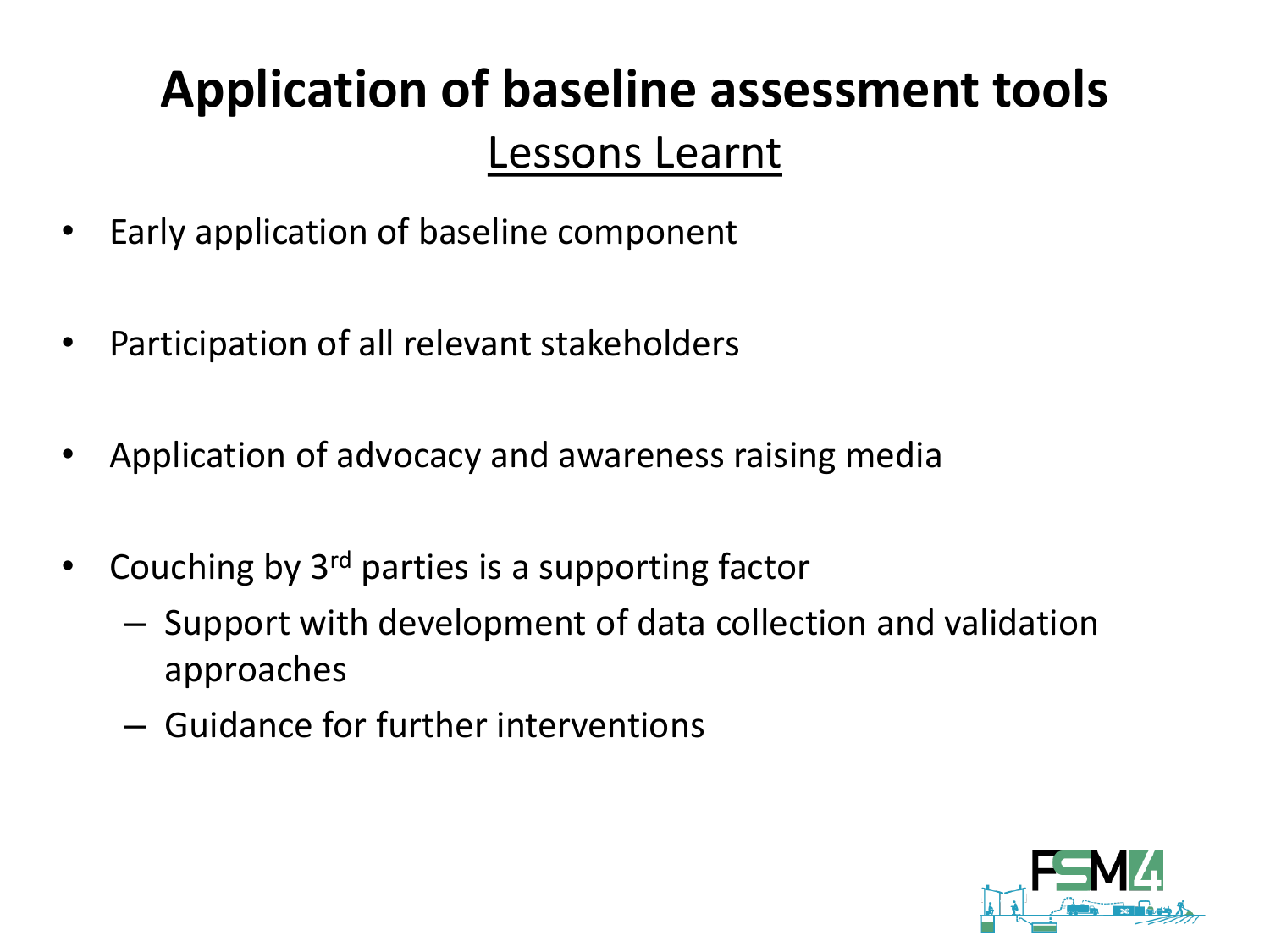# Application of baseline assessment tools

## Lessons Learnt

- Early application of baseline component
- Participation of all relevant stakeholders
- Application of advocacy and awareness raising media
- Couching by 3rd parties is a supporting factor
  - Support with development of data collection and validation approaches
  - Guidance for further interventions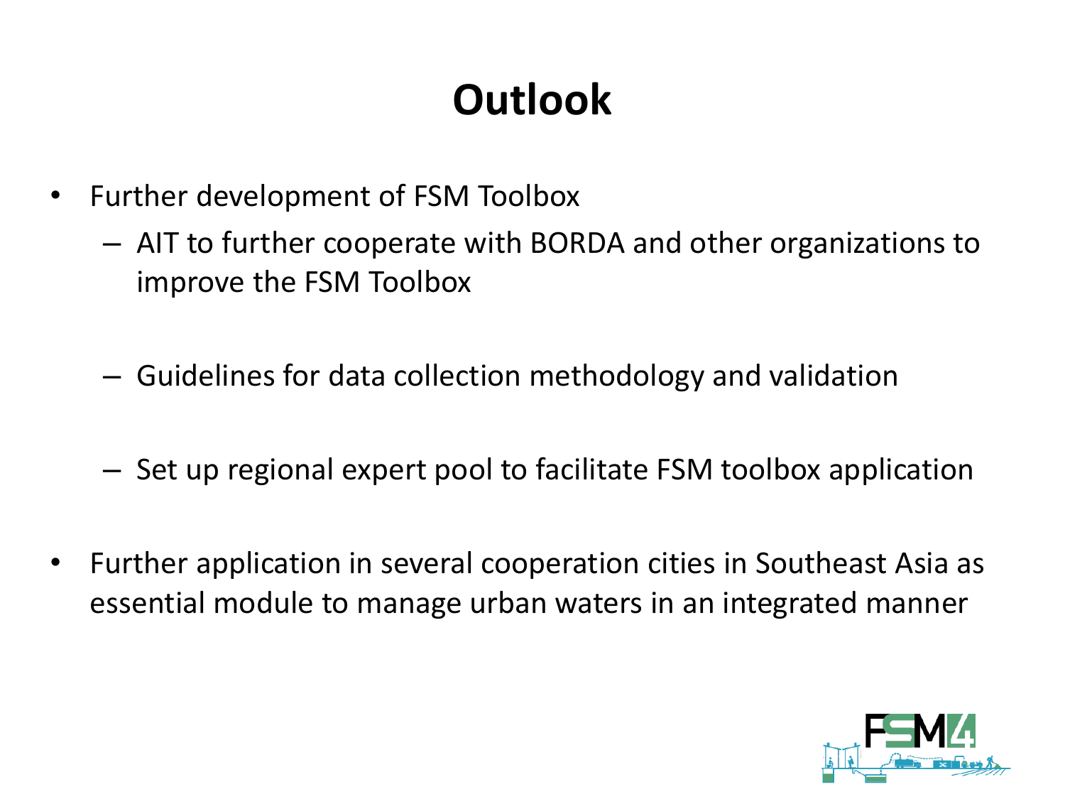# Outlook

- Further development of FSM Toolbox
  - AIT to further cooperate with BORDA and other organizations to improve the FSM Toolbox
  - Guidelines for data collection methodology and validation
  - Set up regional expert pool to facilitate FSM toolbox application
- Further application in several cooperation cities in Southeast Asia as essential module to manage urban waters in an integrated manner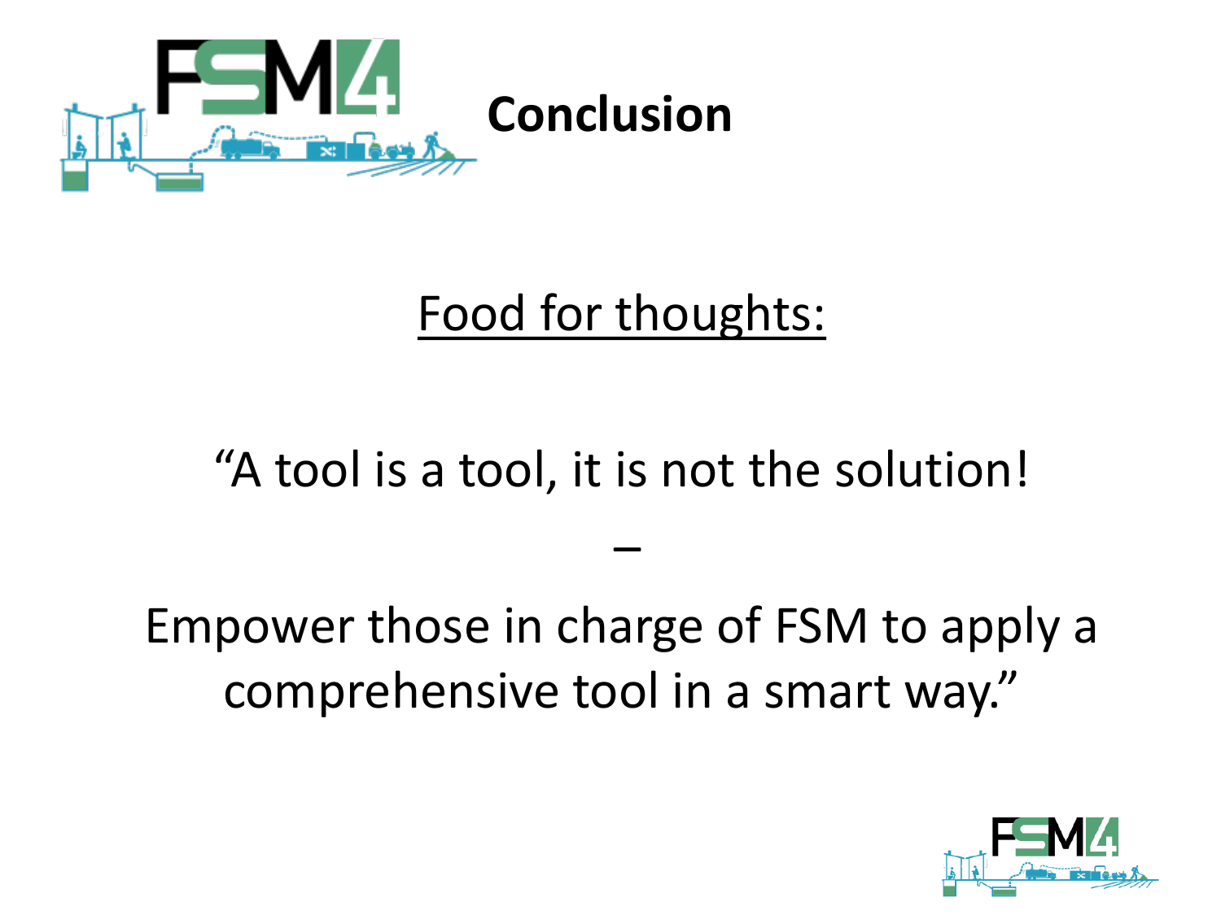# Conclusion

Food for thoughts:

"A tool is a tool, it is not the solution!

–

Empower those in charge of FSM to apply a comprehensive tool in a smart way."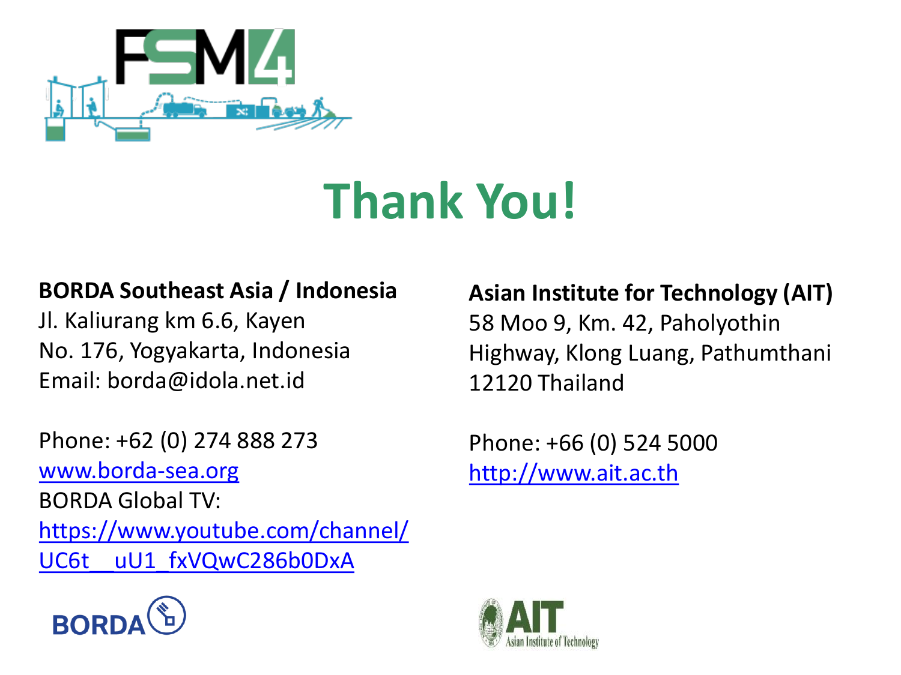# Thank You!

**BORDA Southeast Asia / Indonesia**
Jl. Kaliurang km 6.6, Kayen
No. 176, Yogyakarta, Indonesia
Email: borda@idola.net.id

Phone: +62 (0) 274 888 273
www.borda-sea.org
BORDA Global TV:
https://www.youtube.com/channel/UC6t__uU1_fxVQwC286b0DxA

**Asian Institute for Technology (AIT)**
58 Moo 9, Km. 42, Paholyothin Highway, Klong Luang, Pathumthani 12120 Thailand

Phone: +66 (0) 524 5000
http://www.ait.ac.th